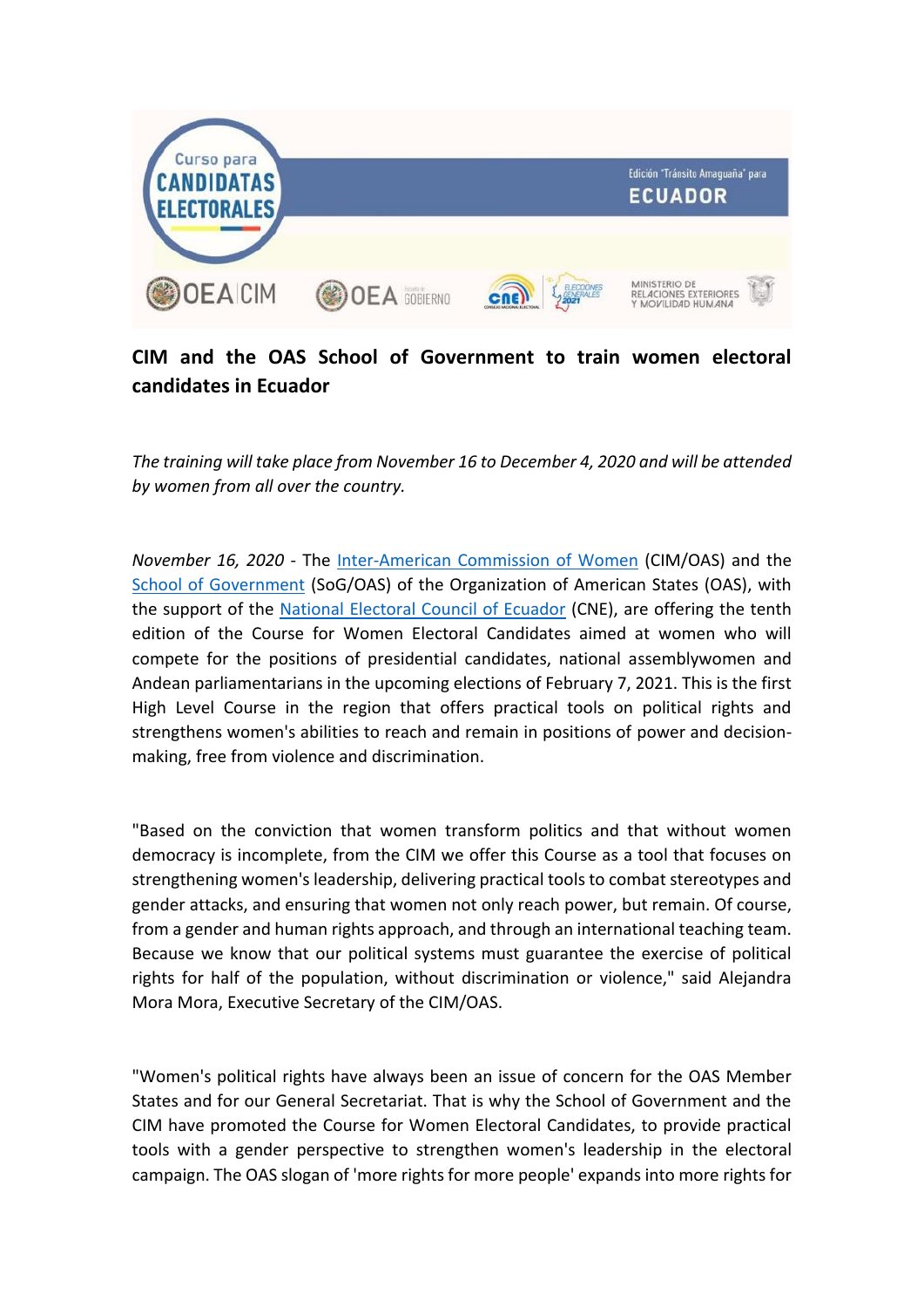## CIM and the OAS School of Government to train women electoral candidates in Ecuador

*The training will take place from November 16 to December 4, 2020 and will be attended by women from all over the country.*

*November 16, 2020* - The Inter-American Commission of Women (CIM/OAS) and the School of Government (SoG/OAS) of the Organization of American States (OAS), with the support of the National Electoral Council of Ecuador (CNE), are offering the tenth edition of the Course for Women Electoral Candidates aimed at women who will compete for the positions of presidential candidates, national assemblywomen and Andean parliamentarians in the upcoming elections of February 7, 2021. This is the first High Level Course in the region that offers practical tools on political rights and strengthens women's abilities to reach and remain in positions of power and decision-making, free from violence and discrimination.

"Based on the conviction that women transform politics and that without women democracy is incomplete, from the CIM we offer this Course as a tool that focuses on strengthening women's leadership, delivering practical tools to combat stereotypes and gender attacks, and ensuring that women not only reach power, but remain. Of course, from a gender and human rights approach, and through an international teaching team. Because we know that our political systems must guarantee the exercise of political rights for half of the population, without discrimination or violence," said Alejandra Mora Mora, Executive Secretary of the CIM/OAS.

"Women's political rights have always been an issue of concern for the OAS Member States and for our General Secretariat. That is why the School of Government and the CIM have promoted the Course for Women Electoral Candidates, to provide practical tools with a gender perspective to strengthen women's leadership in the electoral campaign. The OAS slogan of 'more rights for more people' expands into more rights for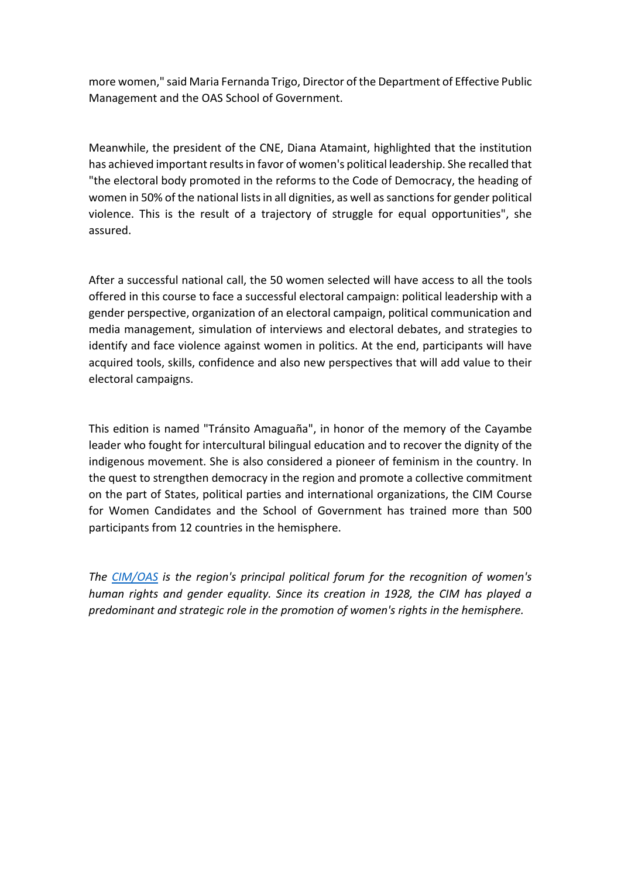more women," said Maria Fernanda Trigo, Director of the Department of Effective Public Management and the OAS School of Government.

Meanwhile, the president of the CNE, Diana Atamaint, highlighted that the institution has achieved important results in favor of women's political leadership. She recalled that "the electoral body promoted in the reforms to the Code of Democracy, the heading of women in 50% of the national lists in all dignities, as well as sanctions for gender political violence. This is the result of a trajectory of struggle for equal opportunities", she assured.

After a successful national call, the 50 women selected will have access to all the tools offered in this course to face a successful electoral campaign: political leadership with a gender perspective, organization of an electoral campaign, political communication and media management, simulation of interviews and electoral debates, and strategies to identify and face violence against women in politics. At the end, participants will have acquired tools, skills, confidence and also new perspectives that will add value to their electoral campaigns.

This edition is named "Tránsito Amaguaña", in honor of the memory of the Cayambe leader who fought for intercultural bilingual education and to recover the dignity of the indigenous movement. She is also considered a pioneer of feminism in the country. In the quest to strengthen democracy in the region and promote a collective commitment on the part of States, political parties and international organizations, the CIM Course for Women Candidates and the School of Government has trained more than 500 participants from 12 countries in the hemisphere.

*The CIM/OAS is the region's principal political forum for the recognition of women's human rights and gender equality. Since its creation in 1928, the CIM has played a predominant and strategic role in the promotion of women's rights in the hemisphere.*